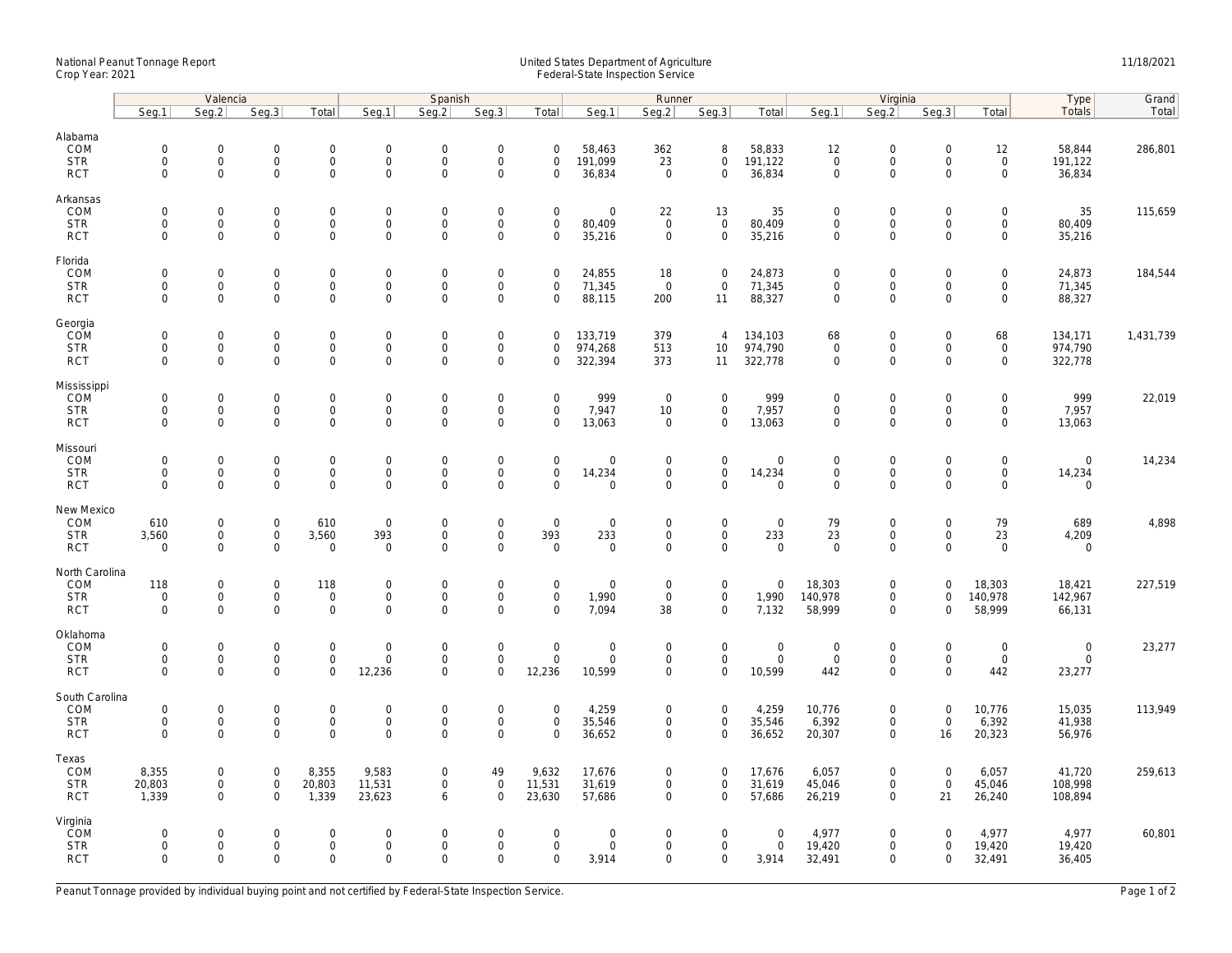National Peanut Tonnage Report
Crop Year: 2021

United States Department of Agriculture
Federal-State Inspection Service

11/18/2021

| | Valencia | | | | Spanish | | | | Runner | | | | Virginia | | | | Type | Grand |
|---|---|---|---|---|---|---|---|---|---|---|---|---|---|---|---|---|---|---|
| | Seg.1 | Seg.2 | Seg.3 | Total | Seg.1 | Seg.2 | Seg.3 | Total | Seg.1 | Seg.2 | Seg.3 | Total | Seg.1 | Seg.2 | Seg.3 | Total | Totals | Total |
| **Alabama** | | | | | | | | | | | | | | | | | | |
| COM | 0 | 0 | 0 | 0 | 0 | 0 | 0 | 0 | 58,463 | 362 | 8 | 58,833 | 12 | 0 | 0 | 12 | 58,844 | 286,801 |
| STR | 0 | 0 | 0 | 0 | 0 | 0 | 0 | 0 | 191,099 | 23 | 0 | 191,122 | 0 | 0 | 0 | 0 | 191,122 | |
| RCT | 0 | 0 | 0 | 0 | 0 | 0 | 0 | 0 | 36,834 | 0 | 0 | 36,834 | 0 | 0 | 0 | 0 | 36,834 | |
| **Arkansas** | | | | | | | | | | | | | | | | | | |
| COM | 0 | 0 | 0 | 0 | 0 | 0 | 0 | 0 | 0 | 22 | 13 | 35 | 0 | 0 | 0 | 0 | 35 | 115,659 |
| STR | 0 | 0 | 0 | 0 | 0 | 0 | 0 | 0 | 80,409 | 0 | 0 | 80,409 | 0 | 0 | 0 | 0 | 80,409 | |
| RCT | 0 | 0 | 0 | 0 | 0 | 0 | 0 | 0 | 35,216 | 0 | 0 | 35,216 | 0 | 0 | 0 | 0 | 35,216 | |
| **Florida** | | | | | | | | | | | | | | | | | | |
| COM | 0 | 0 | 0 | 0 | 0 | 0 | 0 | 0 | 24,855 | 18 | 0 | 24,873 | 0 | 0 | 0 | 0 | 24,873 | 184,544 |
| STR | 0 | 0 | 0 | 0 | 0 | 0 | 0 | 0 | 71,345 | 0 | 0 | 71,345 | 0 | 0 | 0 | 0 | 71,345 | |
| RCT | 0 | 0 | 0 | 0 | 0 | 0 | 0 | 0 | 88,115 | 200 | 11 | 88,327 | 0 | 0 | 0 | 0 | 88,327 | |
| **Georgia** | | | | | | | | | | | | | | | | | | |
| COM | 0 | 0 | 0 | 0 | 0 | 0 | 0 | 0 | 133,719 | 379 | 4 | 134,103 | 68 | 0 | 0 | 68 | 134,171 | 1,431,739 |
| STR | 0 | 0 | 0 | 0 | 0 | 0 | 0 | 0 | 974,268 | 513 | 10 | 974,790 | 0 | 0 | 0 | 0 | 974,790 | |
| RCT | 0 | 0 | 0 | 0 | 0 | 0 | 0 | 0 | 322,394 | 373 | 11 | 322,778 | 0 | 0 | 0 | 0 | 322,778 | |
| **Mississippi** | | | | | | | | | | | | | | | | | | |
| COM | 0 | 0 | 0 | 0 | 0 | 0 | 0 | 0 | 999 | 0 | 0 | 999 | 0 | 0 | 0 | 0 | 999 | 22,019 |
| STR | 0 | 0 | 0 | 0 | 0 | 0 | 0 | 0 | 7,947 | 10 | 0 | 7,957 | 0 | 0 | 0 | 0 | 7,957 | |
| RCT | 0 | 0 | 0 | 0 | 0 | 0 | 0 | 0 | 13,063 | 0 | 0 | 13,063 | 0 | 0 | 0 | 0 | 13,063 | |
| **Missouri** | | | | | | | | | | | | | | | | | | |
| COM | 0 | 0 | 0 | 0 | 0 | 0 | 0 | 0 | 0 | 0 | 0 | 0 | 0 | 0 | 0 | 0 | 0 | 14,234 |
| STR | 0 | 0 | 0 | 0 | 0 | 0 | 0 | 0 | 14,234 | 0 | 0 | 14,234 | 0 | 0 | 0 | 0 | 14,234 | |
| RCT | 0 | 0 | 0 | 0 | 0 | 0 | 0 | 0 | 0 | 0 | 0 | 0 | 0 | 0 | 0 | 0 | 0 | |
| **New Mexico** | | | | | | | | | | | | | | | | | | |
| COM | 610 | 0 | 0 | 610 | 0 | 0 | 0 | 0 | 0 | 0 | 0 | 0 | 79 | 0 | 0 | 79 | 689 | 4,898 |
| STR | 3,560 | 0 | 0 | 3,560 | 393 | 0 | 0 | 393 | 233 | 0 | 0 | 233 | 23 | 0 | 0 | 23 | 4,209 | |
| RCT | 0 | 0 | 0 | 0 | 0 | 0 | 0 | 0 | 0 | 0 | 0 | 0 | 0 | 0 | 0 | 0 | 0 | |
| **North Carolina** | | | | | | | | | | | | | | | | | | |
| COM | 118 | 0 | 0 | 118 | 0 | 0 | 0 | 0 | 0 | 0 | 0 | 0 | 18,303 | 0 | 0 | 18,303 | 18,421 | 227,519 |
| STR | 0 | 0 | 0 | 0 | 0 | 0 | 0 | 0 | 1,990 | 0 | 0 | 1,990 | 140,978 | 0 | 0 | 140,978 | 142,967 | |
| RCT | 0 | 0 | 0 | 0 | 0 | 0 | 0 | 0 | 7,094 | 38 | 0 | 7,132 | 58,999 | 0 | 0 | 58,999 | 66,131 | |
| **Oklahoma** | | | | | | | | | | | | | | | | | | |
| COM | 0 | 0 | 0 | 0 | 0 | 0 | 0 | 0 | 0 | 0 | 0 | 0 | 0 | 0 | 0 | 0 | 0 | 23,277 |
| STR | 0 | 0 | 0 | 0 | 0 | 0 | 0 | 0 | 0 | 0 | 0 | 0 | 0 | 0 | 0 | 0 | 0 | |
| RCT | 0 | 0 | 0 | 0 | 12,236 | 0 | 0 | 12,236 | 10,599 | 0 | 0 | 10,599 | 442 | 0 | 0 | 442 | 23,277 | |
| **South Carolina** | | | | | | | | | | | | | | | | | | |
| COM | 0 | 0 | 0 | 0 | 0 | 0 | 0 | 0 | 4,259 | 0 | 0 | 4,259 | 10,776 | 0 | 0 | 10,776 | 15,035 | 113,949 |
| STR | 0 | 0 | 0 | 0 | 0 | 0 | 0 | 0 | 35,546 | 0 | 0 | 35,546 | 6,392 | 0 | 0 | 6,392 | 41,938 | |
| RCT | 0 | 0 | 0 | 0 | 0 | 0 | 0 | 0 | 36,652 | 0 | 0 | 36,652 | 20,307 | 0 | 16 | 20,323 | 56,976 | |
| **Texas** | | | | | | | | | | | | | | | | | | |
| COM | 8,355 | 0 | 0 | 8,355 | 9,583 | 0 | 49 | 9,632 | 17,676 | 0 | 0 | 17,676 | 6,057 | 0 | 0 | 6,057 | 41,720 | 259,613 |
| STR | 20,803 | 0 | 0 | 20,803 | 11,531 | 0 | 0 | 11,531 | 31,619 | 0 | 0 | 31,619 | 45,046 | 0 | 0 | 45,046 | 108,998 | |
| RCT | 1,339 | 0 | 0 | 1,339 | 23,623 | 6 | 0 | 23,630 | 57,686 | 0 | 0 | 57,686 | 26,219 | 0 | 21 | 26,240 | 108,894 | |
| **Virginia** | | | | | | | | | | | | | | | | | | |
| COM | 0 | 0 | 0 | 0 | 0 | 0 | 0 | 0 | 0 | 0 | 0 | 0 | 4,977 | 0 | 0 | 4,977 | 4,977 | 60,801 |
| STR | 0 | 0 | 0 | 0 | 0 | 0 | 0 | 0 | 0 | 0 | 0 | 0 | 19,420 | 0 | 0 | 19,420 | 19,420 | |
| RCT | 0 | 0 | 0 | 0 | 0 | 0 | 0 | 0 | 3,914 | 0 | 0 | 3,914 | 32,491 | 0 | 0 | 32,491 | 36,405 | |

Peanut Tonnage provided by individual buying point and not certified by Federal-State Inspection Service.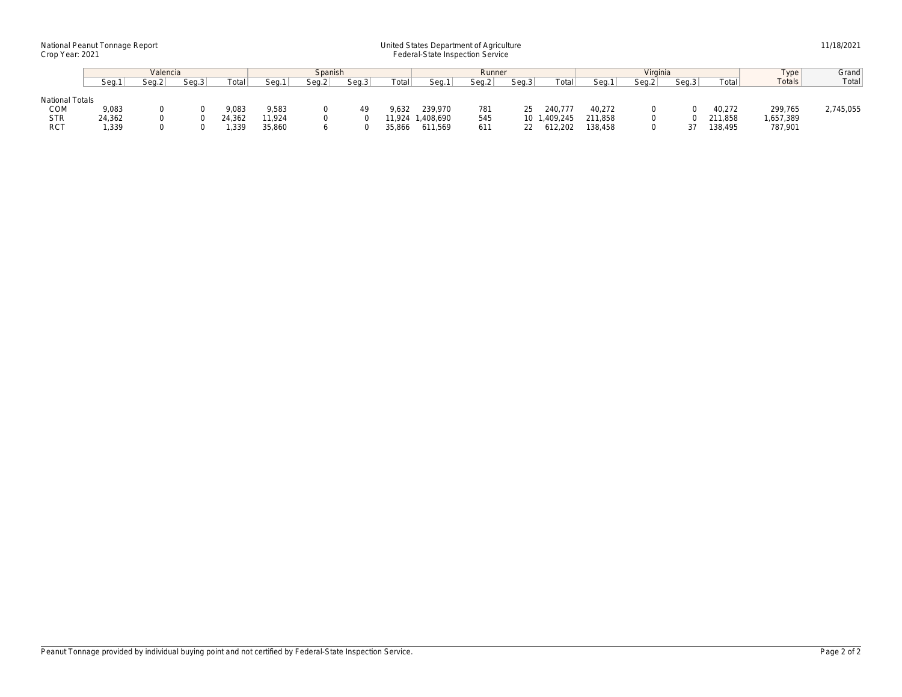National Peanut Tonnage Report
Crop Year: 2021

United States Department of Agriculture
Federal-State Inspection Service

11/18/2021

| | Valencia | | | | Spanish | | | | Runner | | | | Virginia | | | | Type | Grand |
|---|---|---|---|---|---|---|---|---|---|---|---|---|---|---|---|---|---|---|
| | Seg.1 | Seg.2 | Seg.3 | Total | Seg.1 | Seg.2 | Seg.3 | Total | Seg.1 | Seg.2 | Seg.3 | Total | Seg.1 | Seg.2 | Seg.3 | Total | Totals | Total |
| National Totals | | | | | | | | | | | | | | | | | | |
| COM | 9,083 | 0 | 0 | 9,083 | 9,583 | 0 | 49 | 9,632 | 239,970 | 781 | 25 | 240,777 | 40,272 | 0 | 0 | 40,272 | 299,765 | 2,745,055 |
| STR | 24,362 | 0 | 0 | 24,362 | 11,924 | 0 | 0 | 11,924 | 1,408,690 | 545 | 10 | 1,409,245 | 211,858 | 0 | 0 | 211,858 | 1,657,389 | |
| RCT | 1,339 | 0 | 0 | 1,339 | 35,860 | 6 | 0 | 35,866 | 611,569 | 611 | 22 | 612,202 | 138,458 | 0 | 37 | 138,495 | 787,901 | |

Peanut Tonnage provided by individual buying point and not certified by Federal-State Inspection Service.